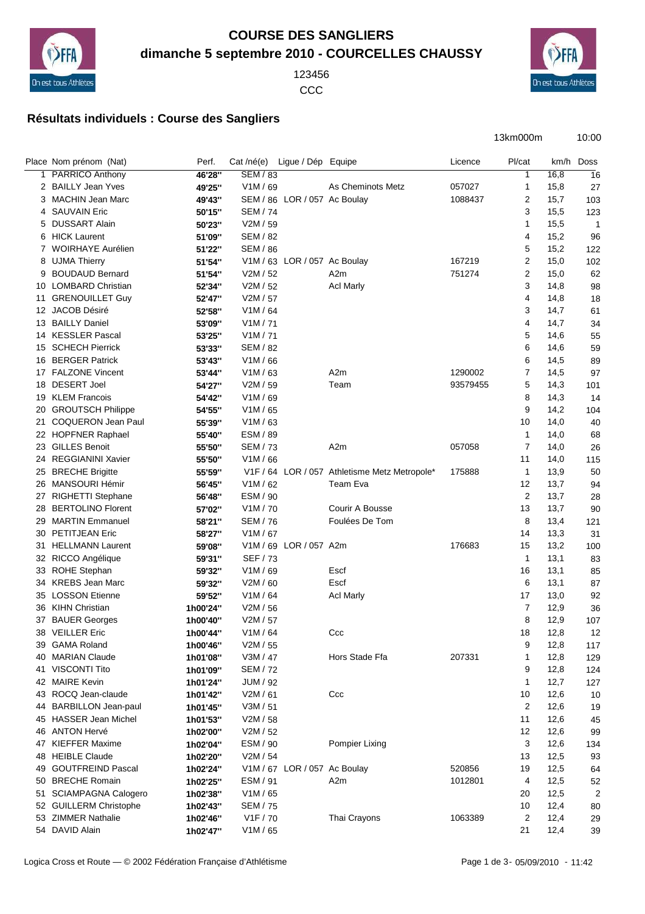# COURSE DES SANGLIERS

## dimanche 5 septembre 2010 - COURCELLES CHAUSSY

123456

CCC

## Résultats individuels : Course des Sangliers

13km000m 10:00

| Place | Nom prénom (Nat) | Perf. | Cat /né(e) | Ligue / Dép | Equipe | Licence | Pl/cat | km/h | Doss |
|---|---|---|---|---|---|---|---|---|---|
| 1 | PARRICO Anthony | 46'28'' | SEM / 83 | | | | 1 | 16,8 | 16 |
| 2 | BAILLY Jean Yves | 49'25'' | V1M / 69 | | As Cheminots Metz | 057027 | 1 | 15,8 | 27 |
| 3 | MACHIN Jean Marc | 49'43'' | SEM / 86 | LOR / 057 | Ac Boulay | 1088437 | 2 | 15,7 | 103 |
| 4 | SAUVAIN Eric | 50'15'' | SEM / 74 | | | | 3 | 15,5 | 123 |
| 5 | DUSSART Alain | 50'23'' | V2M / 59 | | | | 1 | 15,5 | 1 |
| 6 | HICK Laurent | 51'09'' | SEM / 82 | | | | 4 | 15,2 | 96 |
| 7 | WOIRHAYE Aurélien | 51'22'' | SEM / 86 | | | | 5 | 15,2 | 122 |
| 8 | UJMA Thierry | 51'54'' | V1M / 63 | LOR / 057 | Ac Boulay | 167219 | 2 | 15,0 | 102 |
| 9 | BOUDAUD Bernard | 51'54'' | V2M / 52 | | A2m | 751274 | 2 | 15,0 | 62 |
| 10 | LOMBARD Christian | 52'34'' | V2M / 52 | | Acl Marly | | 3 | 14,8 | 98 |
| 11 | GRENOUILLET Guy | 52'47'' | V2M / 57 | | | | 4 | 14,8 | 18 |
| 12 | JACOB Désiré | 52'58'' | V1M / 64 | | | | 3 | 14,7 | 61 |
| 13 | BAILLY Daniel | 53'09'' | V1M / 71 | | | | 4 | 14,7 | 34 |
| 14 | KESSLER Pascal | 53'25'' | V1M / 71 | | | | 5 | 14,6 | 55 |
| 15 | SCHECH Pierrick | 53'33'' | SEM / 82 | | | | 6 | 14,6 | 59 |
| 16 | BERGER Patrick | 53'43'' | V1M / 66 | | | | 6 | 14,5 | 89 |
| 17 | FALZONE Vincent | 53'44'' | V1M / 63 | | A2m | 1290002 | 7 | 14,5 | 97 |
| 18 | DESERT Joel | 54'27'' | V2M / 59 | | Team | 93579455 | 5 | 14,3 | 101 |
| 19 | KLEM Francois | 54'42'' | V1M / 69 | | | | 8 | 14,3 | 14 |
| 20 | GROUTSCH Philippe | 54'55'' | V1M / 65 | | | | 9 | 14,2 | 104 |
| 21 | COQUERON Jean Paul | 55'39'' | V1M / 63 | | | | 10 | 14,0 | 40 |
| 22 | HOPFNER Raphael | 55'40'' | ESM / 89 | | | | 1 | 14,0 | 68 |
| 23 | GILLES Benoit | 55'50'' | SEM / 73 | | A2m | 057058 | 7 | 14,0 | 26 |
| 24 | REGGIANINI Xavier | 55'50'' | V1M / 66 | | | | 11 | 14,0 | 115 |
| 25 | BRECHE Brigitte | 55'59'' | V1F / 64 | LOR / 057 | Athletisme Metz Metropole* | 175888 | 1 | 13,9 | 50 |
| 26 | MANSOURI Hémir | 56'45'' | V1M / 62 | | Team Eva | | 12 | 13,7 | 94 |
| 27 | RIGHETTI Stephane | 56'48'' | ESM / 90 | | | | 2 | 13,7 | 28 |
| 28 | BERTOLINO Florent | 57'02'' | V1M / 70 | | Courir A Bousse | | 13 | 13,7 | 90 |
| 29 | MARTIN Emmanuel | 58'21'' | SEM / 76 | | Foulées De Tom | | 8 | 13,4 | 121 |
| 30 | PETITJEAN Eric | 58'27'' | V1M / 67 | | | | 14 | 13,3 | 31 |
| 31 | HELLMANN Laurent | 59'08'' | V1M / 69 | LOR / 057 | A2m | 176683 | 15 | 13,2 | 100 |
| 32 | RICCO Angélique | 59'31'' | SEF / 73 | | | | 1 | 13,1 | 83 |
| 33 | ROHE Stephan | 59'32'' | V1M / 69 | | Escf | | 16 | 13,1 | 85 |
| 34 | KREBS Jean Marc | 59'32'' | V2M / 60 | | Escf | | 6 | 13,1 | 87 |
| 35 | LOSSON Etienne | 59'52'' | V1M / 64 | | Acl Marly | | 17 | 13,0 | 92 |
| 36 | KIHN Christian | 1h00'24'' | V2M / 56 | | | | 7 | 12,9 | 36 |
| 37 | BAUER Georges | 1h00'40'' | V2M / 57 | | | | 8 | 12,9 | 107 |
| 38 | VEILLER Eric | 1h00'44'' | V1M / 64 | | Ccc | | 18 | 12,8 | 12 |
| 39 | GAMA Roland | 1h00'46'' | V2M / 55 | | | | 9 | 12,8 | 117 |
| 40 | MARIAN Claude | 1h01'08'' | V3M / 47 | | Hors Stade Ffa | 207331 | 1 | 12,8 | 129 |
| 41 | VISCONTI Tito | 1h01'09'' | SEM / 72 | | | | 9 | 12,8 | 124 |
| 42 | MAIRE Kevin | 1h01'24'' | JUM / 92 | | | | 1 | 12,7 | 127 |
| 43 | ROCQ Jean-claude | 1h01'42'' | V2M / 61 | | Ccc | | 10 | 12,6 | 10 |
| 44 | BARBILLON Jean-paul | 1h01'45'' | V3M / 51 | | | | 2 | 12,6 | 19 |
| 45 | HASSER Jean Michel | 1h01'53'' | V2M / 58 | | | | 11 | 12,6 | 45 |
| 46 | ANTON Hervé | 1h02'00'' | V2M / 52 | | | | 12 | 12,6 | 99 |
| 47 | KIEFFER Maxime | 1h02'04'' | ESM / 90 | | Pompier Lixing | | 3 | 12,6 | 134 |
| 48 | HEIBLE Claude | 1h02'20'' | V2M / 54 | | | | 13 | 12,5 | 93 |
| 49 | GOUTFREIND Pascal | 1h02'24'' | V1M / 67 | LOR / 057 | Ac Boulay | 520856 | 19 | 12,5 | 64 |
| 50 | BRECHE Romain | 1h02'25'' | ESM / 91 | | A2m | 1012801 | 4 | 12,5 | 52 |
| 51 | SCIAMPAGNA Calogero | 1h02'38'' | V1M / 65 | | | | 20 | 12,5 | 2 |
| 52 | GUILLERM Christophe | 1h02'43'' | SEM / 75 | | | | 10 | 12,4 | 80 |
| 53 | ZIMMER Nathalie | 1h02'46'' | V1F / 70 | | Thai Crayons | 1063389 | 2 | 12,4 | 29 |
| 54 | DAVID Alain | 1h02'47'' | V1M / 65 | | | | 21 | 12,4 | 39 |

Logica Cross et Route — © 2002 Fédération Française d'Athlétisme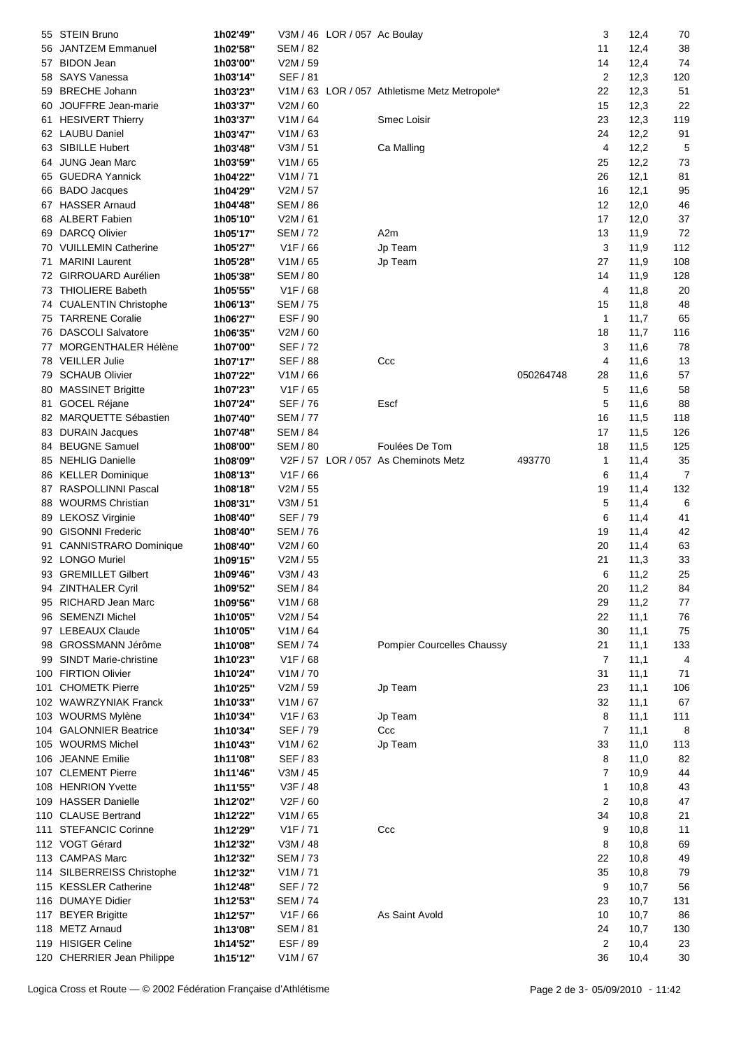| | | | | | | | | | | |
|---|---|---|---|---|---|---|---|---|---|---|
| 55 | STEIN Bruno | 1h02'49'' | V3M / 46 | LOR / 057 | Ac Boulay | | 3 | 12,4 | 70 |
| 56 | JANTZEM Emmanuel | 1h02'58'' | SEM / 82 | | | | 11 | 12,4 | 38 |
| 57 | BIDON Jean | 1h03'00'' | V2M / 59 | | | | 14 | 12,4 | 74 |
| 58 | SAYS Vanessa | 1h03'14'' | SEF / 81 | | | | 2 | 12,3 | 120 |
| 59 | BRECHE Johann | 1h03'23'' | V1M / 63 | LOR / 057 | Athletisme Metz Metropole* | | 22 | 12,3 | 51 |
| 60 | JOUFFRE Jean-marie | 1h03'37'' | V2M / 60 | | | | 15 | 12,3 | 22 |
| 61 | HESIVERT Thierry | 1h03'37'' | V1M / 64 | | Smec Loisir | | 23 | 12,3 | 119 |
| 62 | LAUBU Daniel | 1h03'47'' | V1M / 63 | | | | 24 | 12,2 | 91 |
| 63 | SIBILLE Hubert | 1h03'48'' | V3M / 51 | | Ca Malling | | 4 | 12,2 | 5 |
| 64 | JUNG Jean Marc | 1h03'59'' | V1M / 65 | | | | 25 | 12,2 | 73 |
| 65 | GUEDRA Yannick | 1h04'22'' | V1M / 71 | | | | 26 | 12,1 | 81 |
| 66 | BADO Jacques | 1h04'29'' | V2M / 57 | | | | 16 | 12,1 | 95 |
| 67 | HASSER Arnaud | 1h04'48'' | SEM / 86 | | | | 12 | 12,0 | 46 |
| 68 | ALBERT Fabien | 1h05'10'' | V2M / 61 | | | | 17 | 12,0 | 37 |
| 69 | DARCQ Olivier | 1h05'17'' | SEM / 72 | | A2m | | 13 | 11,9 | 72 |
| 70 | VUILLEMIN Catherine | 1h05'27'' | V1F / 66 | | Jp Team | | 3 | 11,9 | 112 |
| 71 | MARINI Laurent | 1h05'28'' | V1M / 65 | | Jp Team | | 27 | 11,9 | 108 |
| 72 | GIRROUARD Aurélien | 1h05'38'' | SEM / 80 | | | | 14 | 11,9 | 128 |
| 73 | THIOLIERE Babeth | 1h05'55'' | V1F / 68 | | | | 4 | 11,8 | 20 |
| 74 | CUALENTIN Christophe | 1h06'13'' | SEM / 75 | | | | 15 | 11,8 | 48 |
| 75 | TARRENE Coralie | 1h06'27'' | ESF / 90 | | | | 1 | 11,7 | 65 |
| 76 | DASCOLI Salvatore | 1h06'35'' | V2M / 60 | | | | 18 | 11,7 | 116 |
| 77 | MORGENTHALER Hélène | 1h07'00'' | SEF / 72 | | | | 3 | 11,6 | 78 |
| 78 | VEILLER Julie | 1h07'17'' | SEF / 88 | | Ccc | | 4 | 11,6 | 13 |
| 79 | SCHAUB Olivier | 1h07'22'' | V1M / 66 | | | 050264748 | 28 | 11,6 | 57 |
| 80 | MASSINET Brigitte | 1h07'23'' | V1F / 65 | | | | 5 | 11,6 | 58 |
| 81 | GOCEL Réjane | 1h07'24'' | SEF / 76 | | Escf | | 5 | 11,6 | 88 |
| 82 | MARQUETTE Sébastien | 1h07'40'' | SEM / 77 | | | | 16 | 11,5 | 118 |
| 83 | DURAIN Jacques | 1h07'48'' | SEM / 84 | | | | 17 | 11,5 | 126 |
| 84 | BEUGNE Samuel | 1h08'00'' | SEM / 80 | | Foulées De Tom | | 18 | 11,5 | 125 |
| 85 | NEHLIG Danielle | 1h08'09'' | V2F / 57 | LOR / 057 | As Cheminots Metz | 493770 | 1 | 11,4 | 35 |
| 86 | KELLER Dominique | 1h08'13'' | V1F / 66 | | | | 6 | 11,4 | 7 |
| 87 | RASPOLLINNI Pascal | 1h08'18'' | V2M / 55 | | | | 19 | 11,4 | 132 |
| 88 | WOURMS Christian | 1h08'31'' | V3M / 51 | | | | 5 | 11,4 | 6 |
| 89 | LEKOSZ Virginie | 1h08'40'' | SEF / 79 | | | | 6 | 11,4 | 41 |
| 90 | GISONNI Frederic | 1h08'40'' | SEM / 76 | | | | 19 | 11,4 | 42 |
| 91 | CANNISTRARO Dominique | 1h08'40'' | V2M / 60 | | | | 20 | 11,4 | 63 |
| 92 | LONGO Muriel | 1h09'15'' | V2M / 55 | | | | 21 | 11,3 | 33 |
| 93 | GREMILLET Gilbert | 1h09'46'' | V3M / 43 | | | | 6 | 11,2 | 25 |
| 94 | ZINTHALER Cyril | 1h09'52'' | SEM / 84 | | | | 20 | 11,2 | 84 |
| 95 | RICHARD Jean Marc | 1h09'56'' | V1M / 68 | | | | 29 | 11,2 | 77 |
| 96 | SEMENZI Michel | 1h10'05'' | V2M / 54 | | | | 22 | 11,1 | 76 |
| 97 | LEBEAUX Claude | 1h10'05'' | V1M / 64 | | | | 30 | 11,1 | 75 |
| 98 | GROSSMANN Jérôme | 1h10'08'' | SEM / 74 | | Pompier Courcelles Chaussy | | 21 | 11,1 | 133 |
| 99 | SINDT Marie-christine | 1h10'23'' | V1F / 68 | | | | 7 | 11,1 | 4 |
| 100 | FIRTION Olivier | 1h10'24'' | V1M / 70 | | | | 31 | 11,1 | 71 |
| 101 | CHOMETK Pierre | 1h10'25'' | V2M / 59 | | Jp Team | | 23 | 11,1 | 106 |
| 102 | WAWRZYNIAK Franck | 1h10'33'' | V1M / 67 | | | | 32 | 11,1 | 67 |
| 103 | WOURMS Mylène | 1h10'34'' | V1F / 63 | | Jp Team | | 8 | 11,1 | 111 |
| 104 | GALONNIER Beatrice | 1h10'34'' | SEF / 79 | | Ccc | | 7 | 11,1 | 8 |
| 105 | WOURMS Michel | 1h10'43'' | V1M / 62 | | Jp Team | | 33 | 11,0 | 113 |
| 106 | JEANNE Emilie | 1h11'08'' | SEF / 83 | | | | 8 | 11,0 | 82 |
| 107 | CLEMENT Pierre | 1h11'46'' | V3M / 45 | | | | 7 | 10,9 | 44 |
| 108 | HENRION Yvette | 1h11'55'' | V3F / 48 | | | | 1 | 10,8 | 43 |
| 109 | HASSER Danielle | 1h12'02'' | V2F / 60 | | | | 2 | 10,8 | 47 |
| 110 | CLAUSE Bertrand | 1h12'22'' | V1M / 65 | | | | 34 | 10,8 | 21 |
| 111 | STEFANCIC Corinne | 1h12'29'' | V1F / 71 | | Ccc | | 9 | 10,8 | 11 |
| 112 | VOGT Gérard | 1h12'32'' | V3M / 48 | | | | 8 | 10,8 | 69 |
| 113 | CAMPAS Marc | 1h12'32'' | SEM / 73 | | | | 22 | 10,8 | 49 |
| 114 | SILBERREISS Christophe | 1h12'32'' | V1M / 71 | | | | 35 | 10,8 | 79 |
| 115 | KESSLER Catherine | 1h12'48'' | SEF / 72 | | | | 9 | 10,7 | 56 |
| 116 | DUMAYE Didier | 1h12'53'' | SEM / 74 | | | | 23 | 10,7 | 131 |
| 117 | BEYER Brigitte | 1h12'57'' | V1F / 66 | | As Saint Avold | | 10 | 10,7 | 86 |
| 118 | METZ Arnaud | 1h13'08'' | SEM / 81 | | | | 24 | 10,7 | 130 |
| 119 | HISIGER Celine | 1h14'52'' | ESF / 89 | | | | 2 | 10,4 | 23 |
| 120 | CHERRIER Jean Philippe | 1h15'12'' | V1M / 67 | | | | 36 | 10,4 | 30 |

Logica Cross et Route — © 2002 Fédération Française d'Athlétisme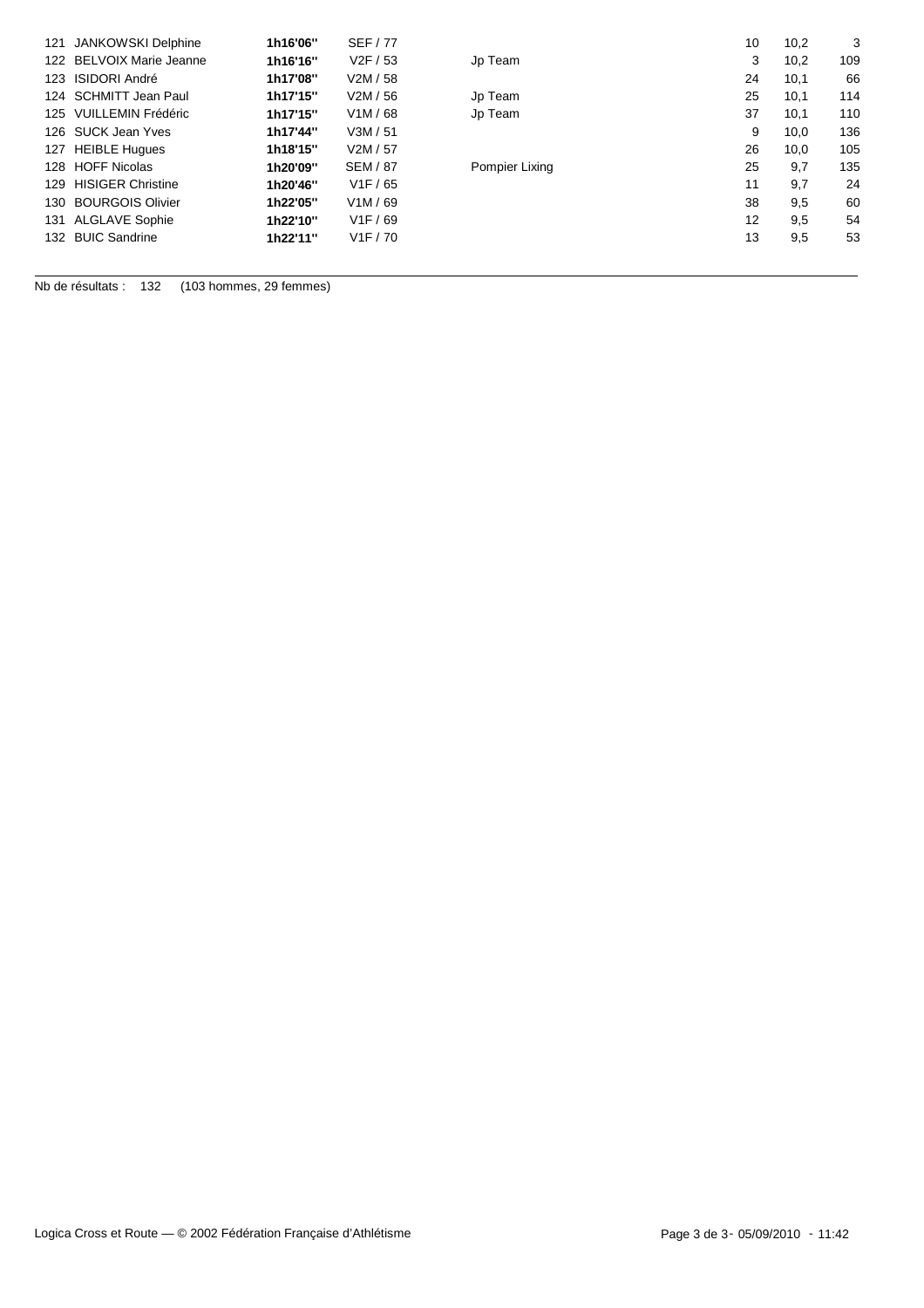| | | | | | | | |
|---|---|---|---|---|---|---|---|
| 121 | JANKOWSKI Delphine | **1h16'06''** | SEF / 77 | | 10 | 10,2 | 3 |
| 122 | BELVOIX Marie Jeanne | **1h16'16''** | V2F / 53 | Jp Team | 3 | 10,2 | 109 |
| 123 | ISIDORI André | **1h17'08''** | V2M / 58 | | 24 | 10,1 | 66 |
| 124 | SCHMITT Jean Paul | **1h17'15''** | V2M / 56 | Jp Team | 25 | 10,1 | 114 |
| 125 | VUILLEMIN Frédéric | **1h17'15''** | V1M / 68 | Jp Team | 37 | 10,1 | 110 |
| 126 | SUCK Jean Yves | **1h17'44''** | V3M / 51 | | 9 | 10,0 | 136 |
| 127 | HEIBLE Hugues | **1h18'15''** | V2M / 57 | | 26 | 10,0 | 105 |
| 128 | HOFF Nicolas | **1h20'09''** | SEM / 87 | Pompier Lixing | 25 | 9,7 | 135 |
| 129 | HISIGER Christine | **1h20'46''** | V1F / 65 | | 11 | 9,7 | 24 |
| 130 | BOURGOIS Olivier | **1h22'05''** | V1M / 69 | | 38 | 9,5 | 60 |
| 131 | ALGLAVE Sophie | **1h22'10''** | V1F / 69 | | 12 | 9,5 | 54 |
| 132 | BUIC Sandrine | **1h22'11''** | V1F / 70 | | 13 | 9,5 | 53 |

Nb de résultats : 132 (103 hommes, 29 femmes)

Logica Cross et Route — © 2002 Fédération Française d'Athlétisme